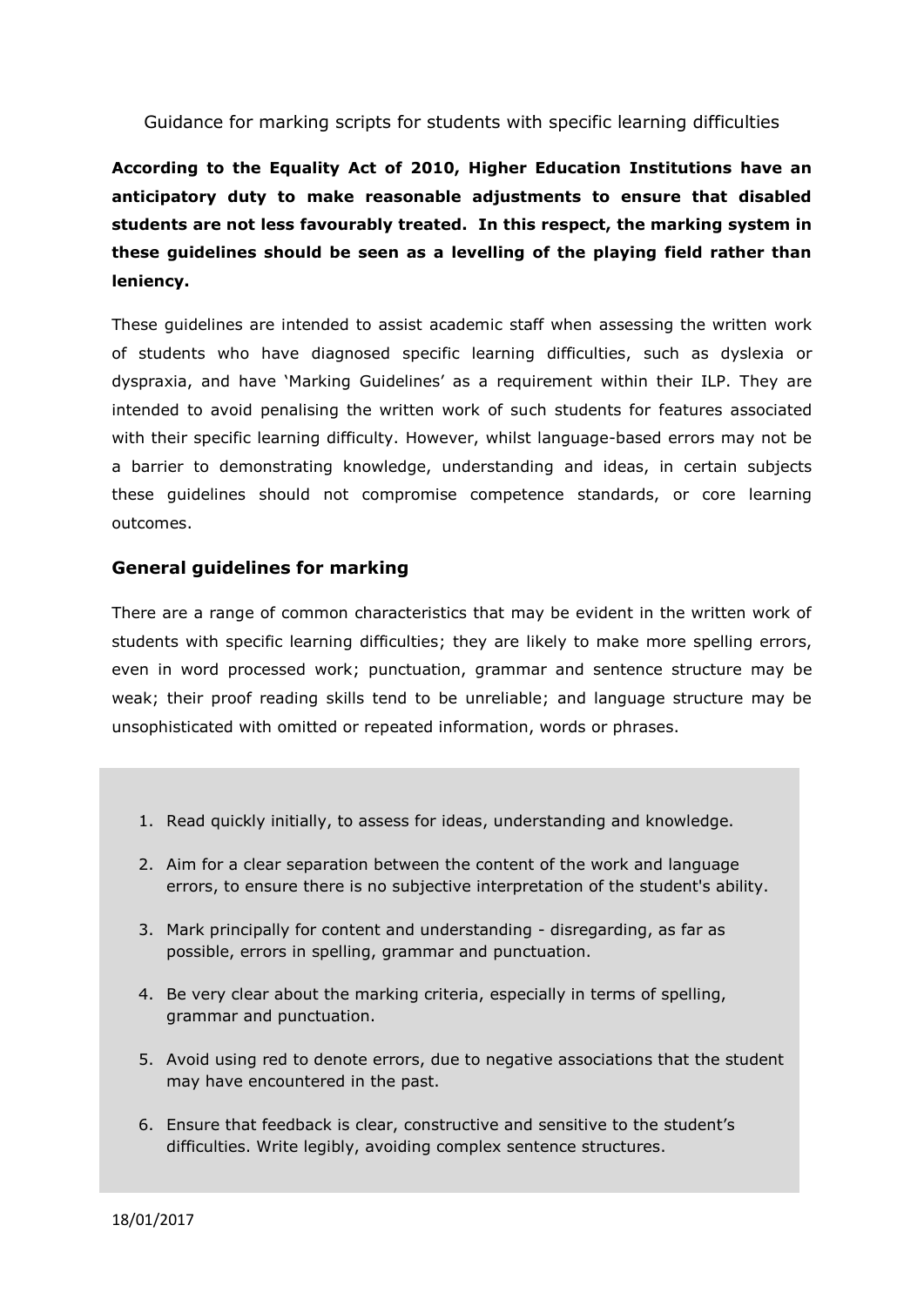# Guidance for marking scripts for students with specific learning difficulties

**According to the Equality Act of 2010, Higher Education Institutions have an anticipatory duty to make reasonable adjustments to ensure that disabled students are not less favourably treated. In this respect, the marking system in these guidelines should be seen as a levelling of the playing field rather than leniency.**

These guidelines are intended to assist academic staff when assessing the written work of students who have diagnosed specific learning difficulties, such as dyslexia or dyspraxia, and have 'Marking Guidelines' as a requirement within their ILP. They are intended to avoid penalising the written work of such students for features associated with their specific learning difficulty. However, whilst language-based errors may not be a barrier to demonstrating knowledge, understanding and ideas, in certain subjects these guidelines should not compromise competence standards, or core learning outcomes.

## General guidelines for marking

There are a range of common characteristics that may be evident in the written work of students with specific learning difficulties; they are likely to make more spelling errors, even in word processed work; punctuation, grammar and sentence structure may be weak; their proof reading skills tend to be unreliable; and language structure may be unsophisticated with omitted or repeated information, words or phrases.

1. Read quickly initially, to assess for ideas, understanding and knowledge.
2. Aim for a clear separation between the content of the work and language errors, to ensure there is no subjective interpretation of the student's ability.
3. Mark principally for content and understanding - disregarding, as far as possible, errors in spelling, grammar and punctuation.
4. Be very clear about the marking criteria, especially in terms of spelling, grammar and punctuation.
5. Avoid using red to denote errors, due to negative associations that the student may have encountered in the past.
6. Ensure that feedback is clear, constructive and sensitive to the student's difficulties. Write legibly, avoiding complex sentence structures.

18/01/2017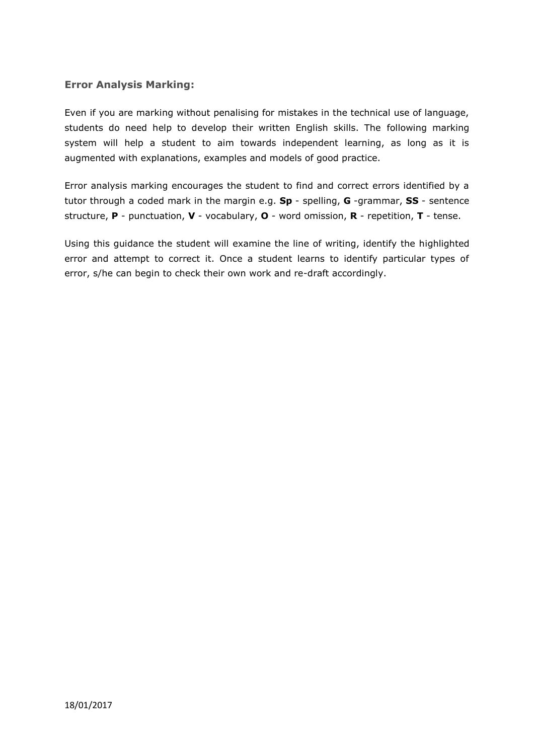### Error Analysis Marking:

Even if you are marking without penalising for mistakes in the technical use of language, students do need help to develop their written English skills. The following marking system will help a student to aim towards independent learning, as long as it is augmented with explanations, examples and models of good practice.

Error analysis marking encourages the student to find and correct errors identified by a tutor through a coded mark in the margin e.g. **Sp** - spelling, **G** -grammar, **SS** - sentence structure, **P** - punctuation, **V** - vocabulary, **O** - word omission, **R** - repetition, **T** - tense.

Using this guidance the student will examine the line of writing, identify the highlighted error and attempt to correct it. Once a student learns to identify particular types of error, s/he can begin to check their own work and re-draft accordingly.

18/01/2017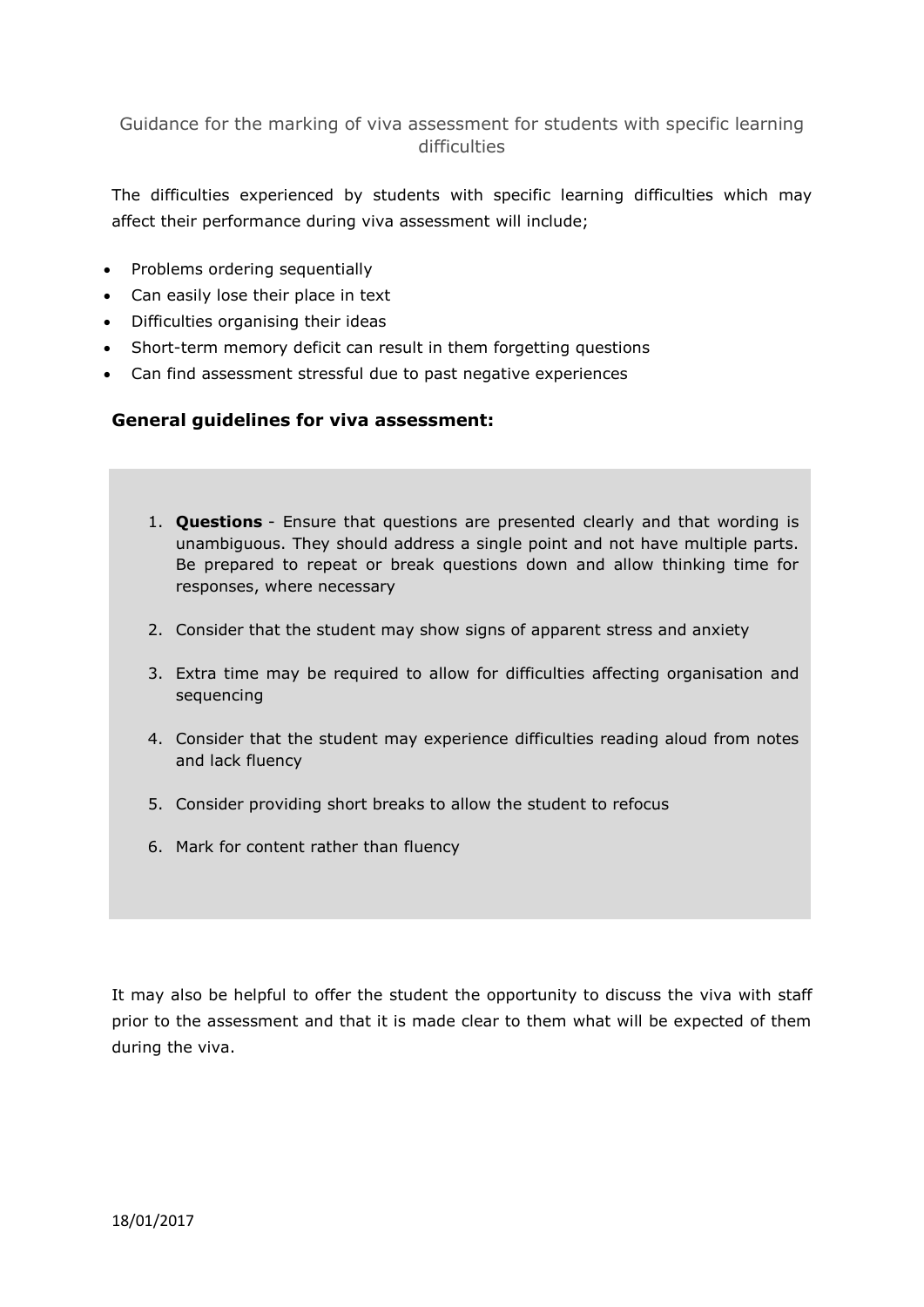# Guidance for the marking of viva assessment for students with specific learning difficulties

The difficulties experienced by students with specific learning difficulties which may affect their performance during viva assessment will include;

- Problems ordering sequentially
- Can easily lose their place in text
- Difficulties organising their ideas
- Short-term memory deficit can result in them forgetting questions
- Can find assessment stressful due to past negative experiences

## General guidelines for viva assessment:

1. **Questions** - Ensure that questions are presented clearly and that wording is unambiguous. They should address a single point and not have multiple parts. Be prepared to repeat or break questions down and allow thinking time for responses, where necessary
2. Consider that the student may show signs of apparent stress and anxiety
3. Extra time may be required to allow for difficulties affecting organisation and sequencing
4. Consider that the student may experience difficulties reading aloud from notes and lack fluency
5. Consider providing short breaks to allow the student to refocus
6. Mark for content rather than fluency

It may also be helpful to offer the student the opportunity to discuss the viva with staff prior to the assessment and that it is made clear to them what will be expected of them during the viva.

18/01/2017